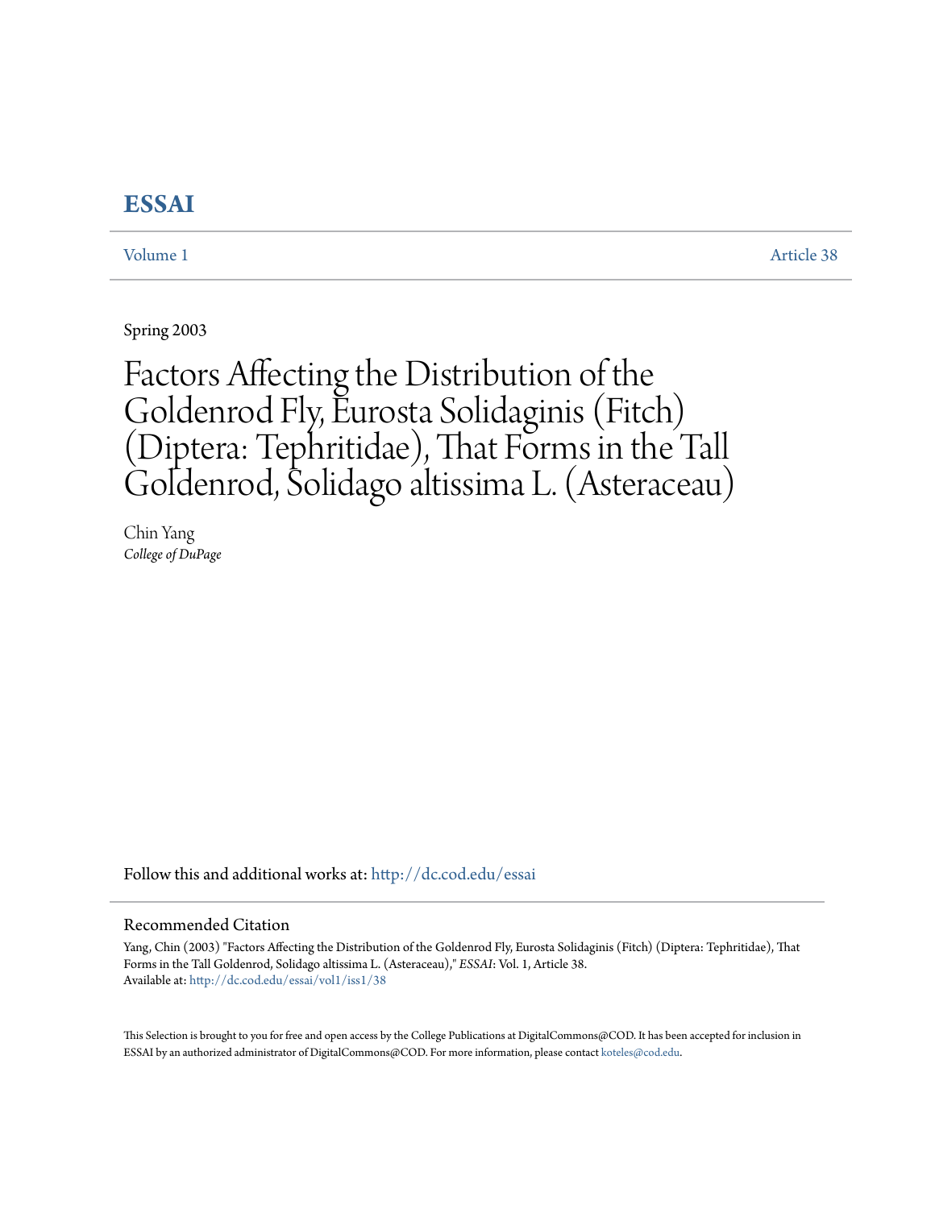# ESSAI

Volume 1 Article 38

Spring 2003

# Factors Affecting the Distribution of the Goldenrod Fly, Eurosta Solidaginis (Fitch) (Diptera: Tephritidae), That Forms in the Tall Goldenrod, Solidago altissima L. (Asteraceau)

Chin Yang
*College of DuPage*

Follow this and additional works at: http://dc.cod.edu/essai

## Recommended Citation

Yang, Chin (2003) "Factors Affecting the Distribution of the Goldenrod Fly, Eurosta Solidaginis (Fitch) (Diptera: Tephritidae), That Forms in the Tall Goldenrod, Solidago altissima L. (Asteraceau)," *ESSAI*: Vol. 1, Article 38.
Available at: http://dc.cod.edu/essai/vol1/iss1/38

This Selection is brought to you for free and open access by the College Publications at DigitalCommons@COD. It has been accepted for inclusion in ESSAI by an authorized administrator of DigitalCommons@COD. For more information, please contact koteles@cod.edu.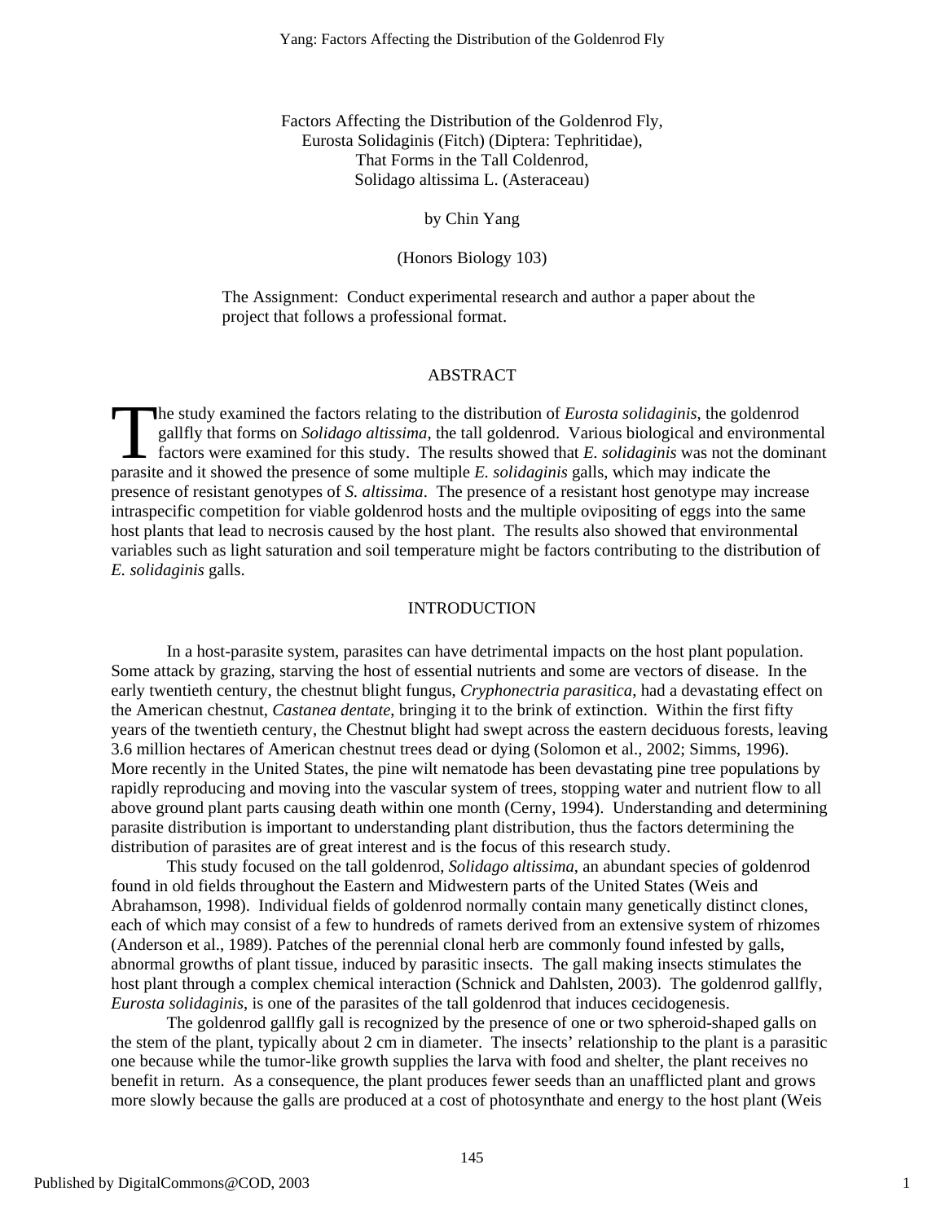Factors Affecting the Distribution of the Goldenrod Fly,
Eurosta Solidaginis (Fitch) (Diptera: Tephritidae),
That Forms in the Tall Coldenrod,
Solidago altissima L. (Asteraceau)

by Chin Yang

(Honors Biology 103)

The Assignment: Conduct experimental research and author a paper about the project that follows a professional format.

## ABSTRACT

The study examined the factors relating to the distribution of *Eurosta solidaginis*, the goldenrod gallfly that forms on *Solidago altissima*, the tall goldenrod. Various biological and environmental factors were examined for this study. The results showed that *E. solidaginis* was not the dominant parasite and it showed the presence of some multiple *E. solidaginis* galls, which may indicate the presence of resistant genotypes of *S. altissima*. The presence of a resistant host genotype may increase intraspecific competition for viable goldenrod hosts and the multiple ovipositing of eggs into the same host plants that lead to necrosis caused by the host plant. The results also showed that environmental variables such as light saturation and soil temperature might be factors contributing to the distribution of *E. solidaginis* galls.

## INTRODUCTION

In a host-parasite system, parasites can have detrimental impacts on the host plant population. Some attack by grazing, starving the host of essential nutrients and some are vectors of disease. In the early twentieth century, the chestnut blight fungus, *Cryphonectria parasitica*, had a devastating effect on the American chestnut, *Castanea dentate*, bringing it to the brink of extinction. Within the first fifty years of the twentieth century, the Chestnut blight had swept across the eastern deciduous forests, leaving 3.6 million hectares of American chestnut trees dead or dying (Solomon et al., 2002; Simms, 1996). More recently in the United States, the pine wilt nematode has been devastating pine tree populations by rapidly reproducing and moving into the vascular system of trees, stopping water and nutrient flow to all above ground plant parts causing death within one month (Cerny, 1994). Understanding and determining parasite distribution is important to understanding plant distribution, thus the factors determining the distribution of parasites are of great interest and is the focus of this research study.

This study focused on the tall goldenrod, *Solidago altissima*, an abundant species of goldenrod found in old fields throughout the Eastern and Midwestern parts of the United States (Weis and Abrahamson, 1998). Individual fields of goldenrod normally contain many genetically distinct clones, each of which may consist of a few to hundreds of ramets derived from an extensive system of rhizomes (Anderson et al., 1989). Patches of the perennial clonal herb are commonly found infested by galls, abnormal growths of plant tissue, induced by parasitic insects. The gall making insects stimulates the host plant through a complex chemical interaction (Schnick and Dahlsten, 2003). The goldenrod gallfly, *Eurosta solidaginis*, is one of the parasites of the tall goldenrod that induces cecidogenesis.

The goldenrod gallfly gall is recognized by the presence of one or two spheroid-shaped galls on the stem of the plant, typically about 2 cm in diameter. The insects' relationship to the plant is a parasitic one because while the tumor-like growth supplies the larva with food and shelter, the plant receives no benefit in return. As a consequence, the plant produces fewer seeds than an unafflicted plant and grows more slowly because the galls are produced at a cost of photosynthate and energy to the host plant (Weis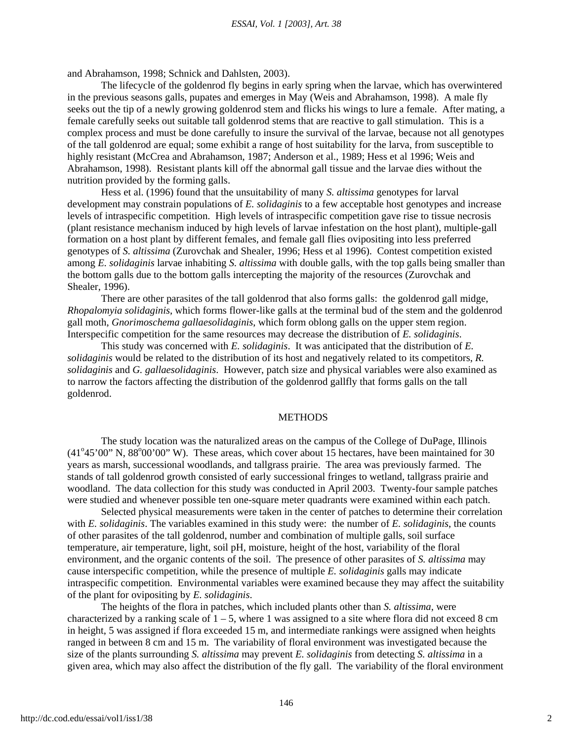and Abrahamson, 1998; Schnick and Dahlsten, 2003).

The lifecycle of the goldenrod fly begins in early spring when the larvae, which has overwintered in the previous seasons galls, pupates and emerges in May (Weis and Abrahamson, 1998). A male fly seeks out the tip of a newly growing goldenrod stem and flicks his wings to lure a female. After mating, a female carefully seeks out suitable tall goldenrod stems that are reactive to gall stimulation. This is a complex process and must be done carefully to insure the survival of the larvae, because not all genotypes of the tall goldenrod are equal; some exhibit a range of host suitability for the larva, from susceptible to highly resistant (McCrea and Abrahamson, 1987; Anderson et al., 1989; Hess et al 1996; Weis and Abrahamson, 1998). Resistant plants kill off the abnormal gall tissue and the larvae dies without the nutrition provided by the forming galls.

Hess et al. (1996) found that the unsuitability of many *S. altissima* genotypes for larval development may constrain populations of *E. solidaginis* to a few acceptable host genotypes and increase levels of intraspecific competition. High levels of intraspecific competition gave rise to tissue necrosis (plant resistance mechanism induced by high levels of larvae infestation on the host plant), multiple-gall formation on a host plant by different females, and female gall flies ovipositing into less preferred genotypes of *S. altissima* (Zurovchak and Shealer, 1996; Hess et al 1996). Contest competition existed among *E. solidaginis* larvae inhabiting *S. altissima* with double galls, with the top galls being smaller than the bottom galls due to the bottom galls intercepting the majority of the resources (Zurovchak and Shealer, 1996).

There are other parasites of the tall goldenrod that also forms galls: the goldenrod gall midge, *Rhopalomyia solidaginis*, which forms flower-like galls at the terminal bud of the stem and the goldenrod gall moth, *Gnorimoschema gallaesolidaginis*, which form oblong galls on the upper stem region. Interspecific competition for the same resources may decrease the distribution of *E. solidaginis*.

This study was concerned with *E. solidaginis*. It was anticipated that the distribution of *E. solidaginis* would be related to the distribution of its host and negatively related to its competitors, *R. solidaginis* and *G. gallaesolidaginis*. However, patch size and physical variables were also examined as to narrow the factors affecting the distribution of the goldenrod gallfly that forms galls on the tall goldenrod.

## METHODS

The study location was the naturalized areas on the campus of the College of DuPage, Illinois (41°45'00" N, 88°00'00" W). These areas, which cover about 15 hectares, have been maintained for 30 years as marsh, successional woodlands, and tallgrass prairie. The area was previously farmed. The stands of tall goldenrod growth consisted of early successional fringes to wetland, tallgrass prairie and woodland. The data collection for this study was conducted in April 2003. Twenty-four sample patches were studied and whenever possible ten one-square meter quadrants were examined within each patch.

Selected physical measurements were taken in the center of patches to determine their correlation with *E. solidaginis*. The variables examined in this study were: the number of *E. solidaginis*, the counts of other parasites of the tall goldenrod, number and combination of multiple galls, soil surface temperature, air temperature, light, soil pH, moisture, height of the host, variability of the floral environment, and the organic contents of the soil. The presence of other parasites of *S. altissima* may cause interspecific competition, while the presence of multiple *E. solidaginis* galls may indicate intraspecific competition. Environmental variables were examined because they may affect the suitability of the plant for ovipositing by *E. solidaginis*.

The heights of the flora in patches, which included plants other than *S. altissima*, were characterized by a ranking scale of 1 – 5, where 1 was assigned to a site where flora did not exceed 8 cm in height, 5 was assigned if flora exceeded 15 m, and intermediate rankings were assigned when heights ranged in between 8 cm and 15 m. The variability of floral environment was investigated because the size of the plants surrounding *S. altissima* may prevent *E. solidaginis* from detecting *S. altissima* in a given area, which may also affect the distribution of the fly gall. The variability of the floral environment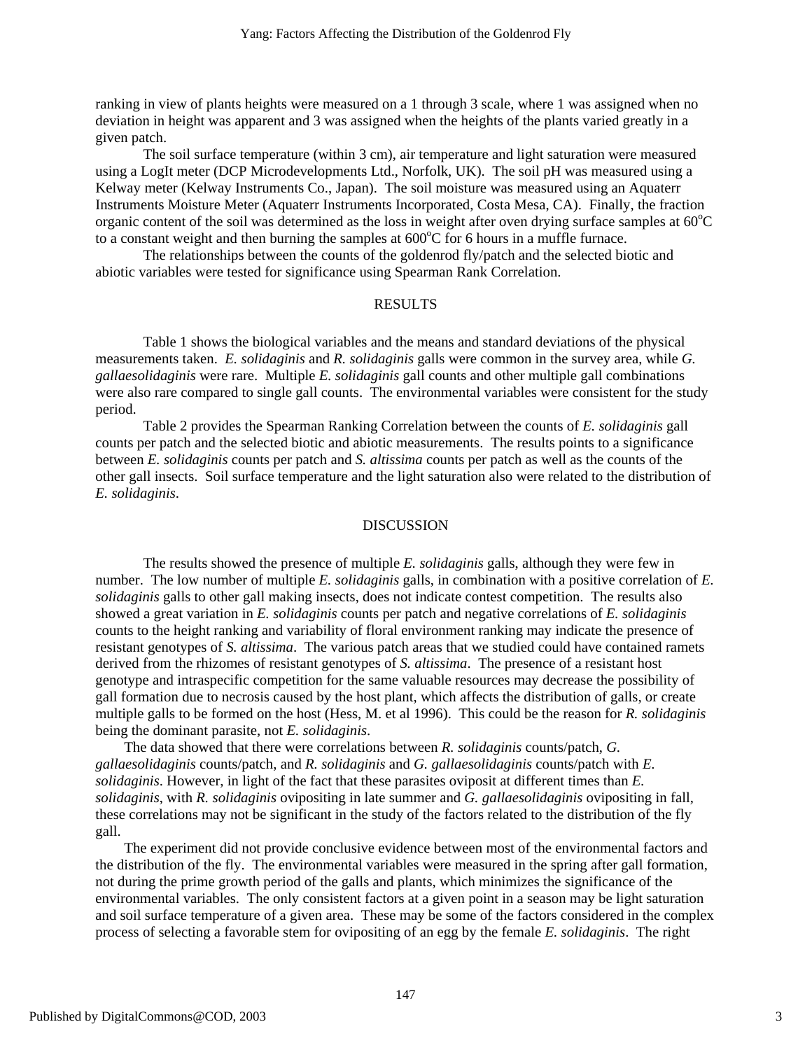ranking in view of plants heights were measured on a 1 through 3 scale, where 1 was assigned when no deviation in height was apparent and 3 was assigned when the heights of the plants varied greatly in a given patch.

The soil surface temperature (within 3 cm), air temperature and light saturation were measured using a LogIt meter (DCP Microdevelopments Ltd., Norfolk, UK). The soil pH was measured using a Kelway meter (Kelway Instruments Co., Japan). The soil moisture was measured using an Aquaterr Instruments Moisture Meter (Aquaterr Instruments Incorporated, Costa Mesa, CA). Finally, the fraction organic content of the soil was determined as the loss in weight after oven drying surface samples at $60^{o}$C to a constant weight and then burning the samples at $600^{o}$C for 6 hours in a muffle furnace.

The relationships between the counts of the goldenrod fly/patch and the selected biotic and abiotic variables were tested for significance using Spearman Rank Correlation.

## RESULTS

Table 1 shows the biological variables and the means and standard deviations of the physical measurements taken. *E. solidaginis* and *R. solidaginis* galls were common in the survey area, while *G. gallaesolidaginis* were rare. Multiple *E. solidaginis* gall counts and other multiple gall combinations were also rare compared to single gall counts. The environmental variables were consistent for the study period.

Table 2 provides the Spearman Ranking Correlation between the counts of *E. solidaginis* gall counts per patch and the selected biotic and abiotic measurements. The results points to a significance between *E. solidaginis* counts per patch and *S. altissima* counts per patch as well as the counts of the other gall insects. Soil surface temperature and the light saturation also were related to the distribution of *E. solidaginis*.

## DISCUSSION

The results showed the presence of multiple *E. solidaginis* galls, although they were few in number. The low number of multiple *E. solidaginis* galls, in combination with a positive correlation of *E. solidaginis* galls to other gall making insects, does not indicate contest competition. The results also showed a great variation in *E. solidaginis* counts per patch and negative correlations of *E. solidaginis* counts to the height ranking and variability of floral environment ranking may indicate the presence of resistant genotypes of *S. altissima*. The various patch areas that we studied could have contained ramets derived from the rhizomes of resistant genotypes of *S. altissima*. The presence of a resistant host genotype and intraspecific competition for the same valuable resources may decrease the possibility of gall formation due to necrosis caused by the host plant, which affects the distribution of galls, or create multiple galls to be formed on the host (Hess, M. et al 1996). This could be the reason for *R. solidaginis* being the dominant parasite, not *E. solidaginis*.

The data showed that there were correlations between *R. solidaginis* counts/patch, *G. gallaesolidaginis* counts/patch, and *R. solidaginis* and *G. gallaesolidaginis* counts/patch with *E. solidaginis*. However, in light of the fact that these parasites oviposit at different times than *E. solidaginis*, with *R. solidaginis* ovipositing in late summer and *G. gallaesolidaginis* ovipositing in fall, these correlations may not be significant in the study of the factors related to the distribution of the fly gall.

The experiment did not provide conclusive evidence between most of the environmental factors and the distribution of the fly. The environmental variables were measured in the spring after gall formation, not during the prime growth period of the galls and plants, which minimizes the significance of the environmental variables. The only consistent factors at a given point in a season may be light saturation and soil surface temperature of a given area. These may be some of the factors considered in the complex process of selecting a favorable stem for ovipositing of an egg by the female *E. solidaginis*. The right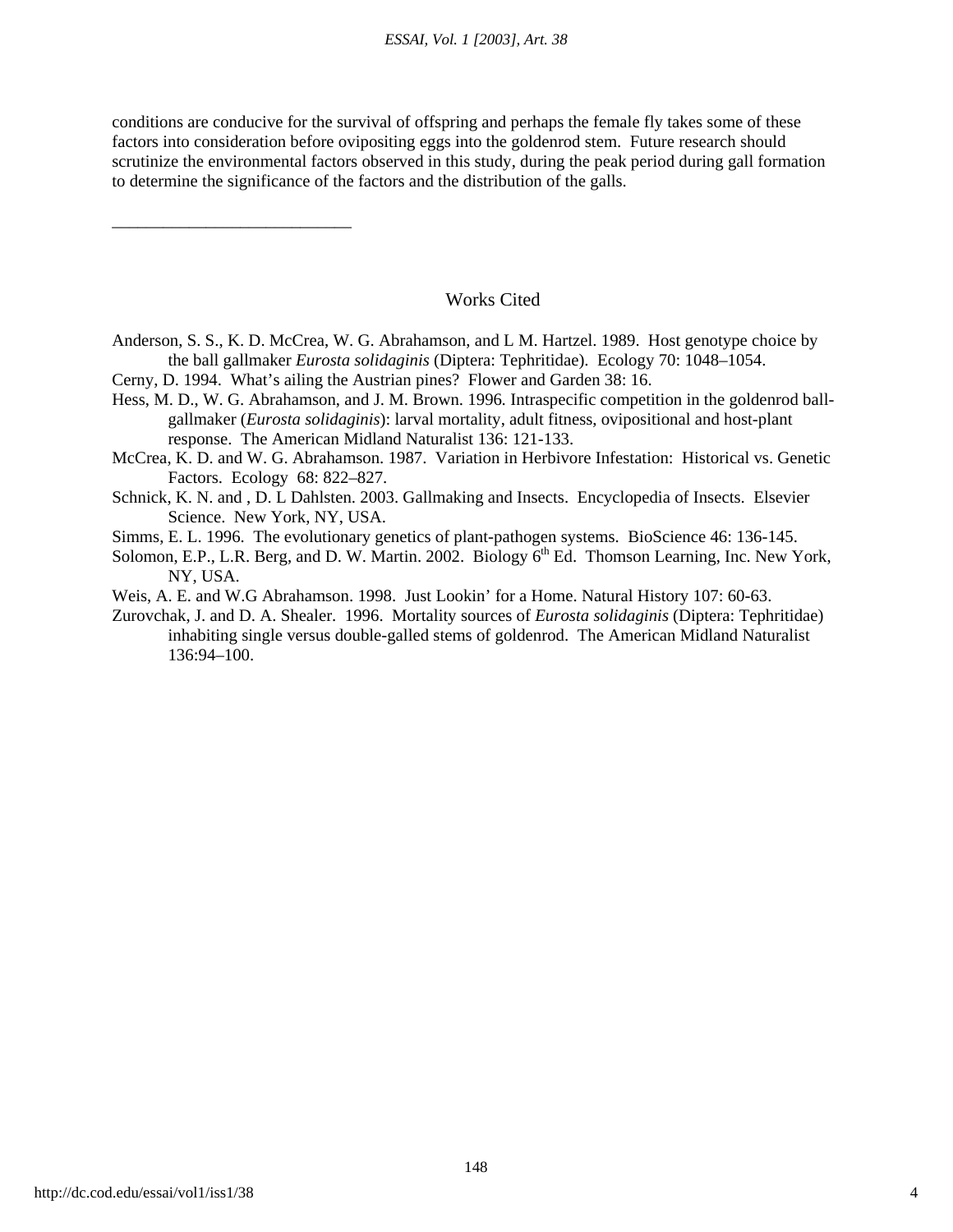conditions are conducive for the survival of offspring and perhaps the female fly takes some of these factors into consideration before ovipositing eggs into the goldenrod stem. Future research should scrutinize the environmental factors observed in this study, during the peak period during gall formation to determine the significance of the factors and the distribution of the galls.

___________________________

## Works Cited

Anderson, S. S., K. D. McCrea, W. G. Abrahamson, and L M. Hartzel. 1989. Host genotype choice by the ball gallmaker *Eurosta solidaginis* (Diptera: Tephritidae). Ecology 70: 1048–1054.

Cerny, D. 1994. What's ailing the Austrian pines? Flower and Garden 38: 16.

Hess, M. D., W. G. Abrahamson, and J. M. Brown. 1996. Intraspecific competition in the goldenrod ball-gallmaker (*Eurosta solidaginis*): larval mortality, adult fitness, ovipositional and host-plant response. The American Midland Naturalist 136: 121-133.

McCrea, K. D. and W. G. Abrahamson. 1987. Variation in Herbivore Infestation: Historical vs. Genetic Factors. Ecology 68: 822–827.

Schnick, K. N. and , D. L Dahlsten. 2003. Gallmaking and Insects. Encyclopedia of Insects. Elsevier Science. New York, NY, USA.

Simms, E. L. 1996. The evolutionary genetics of plant-pathogen systems. BioScience 46: 136-145.

Solomon, E.P., L.R. Berg, and D. W. Martin. 2002. Biology 6th Ed. Thomson Learning, Inc. New York, NY, USA.

Weis, A. E. and W.G Abrahamson. 1998. Just Lookin' for a Home. Natural History 107: 60-63.

Zurovchak, J. and D. A. Shealer. 1996. Mortality sources of *Eurosta solidaginis* (Diptera: Tephritidae) inhabiting single versus double-galled stems of goldenrod. The American Midland Naturalist 136:94–100.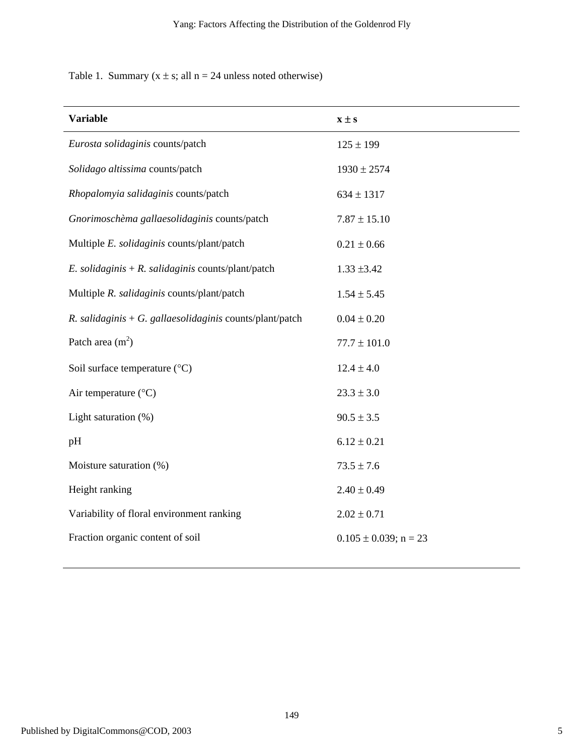Table 1. Summary (x ± s; all n = 24 unless noted otherwise)

| **Variable** | **x ± s** |
| --- | --- |
| *Eurosta solidaginis* counts/patch | 125 ± 199 |
| *Solidago altissima* counts/patch | 1930 ± 2574 |
| *Rhopalomyia salidaginis* counts/patch | 634 ± 1317 |
| *Gnorimoschèma gallaesolidaginis* counts/patch | 7.87 ± 15.10 |
| Multiple *E. solidaginis* counts/plant/patch | 0.21 ± 0.66 |
| *E. solidaginis* + *R. salidaginis* counts/plant/patch | 1.33 ±3.42 |
| Multiple *R. salidaginis* counts/plant/patch | 1.54 ± 5.45 |
| *R. salidaginis* + *G. gallaesolidaginis* counts/plant/patch | 0.04 ± 0.20 |
| Patch area ($m^2$) | 77.7 ± 101.0 |
| Soil surface temperature (°C) | 12.4 ± 4.0 |
| Air temperature (°C) | 23.3 ± 3.0 |
| Light saturation (%) | 90.5 ± 3.5 |
| pH | 6.12 ± 0.21 |
| Moisture saturation (%) | 73.5 ± 7.6 |
| Height ranking | 2.40 ± 0.49 |
| Variability of floral environment ranking | 2.02 ± 0.71 |
| Fraction organic content of soil | 0.105 ± 0.039; n = 23 |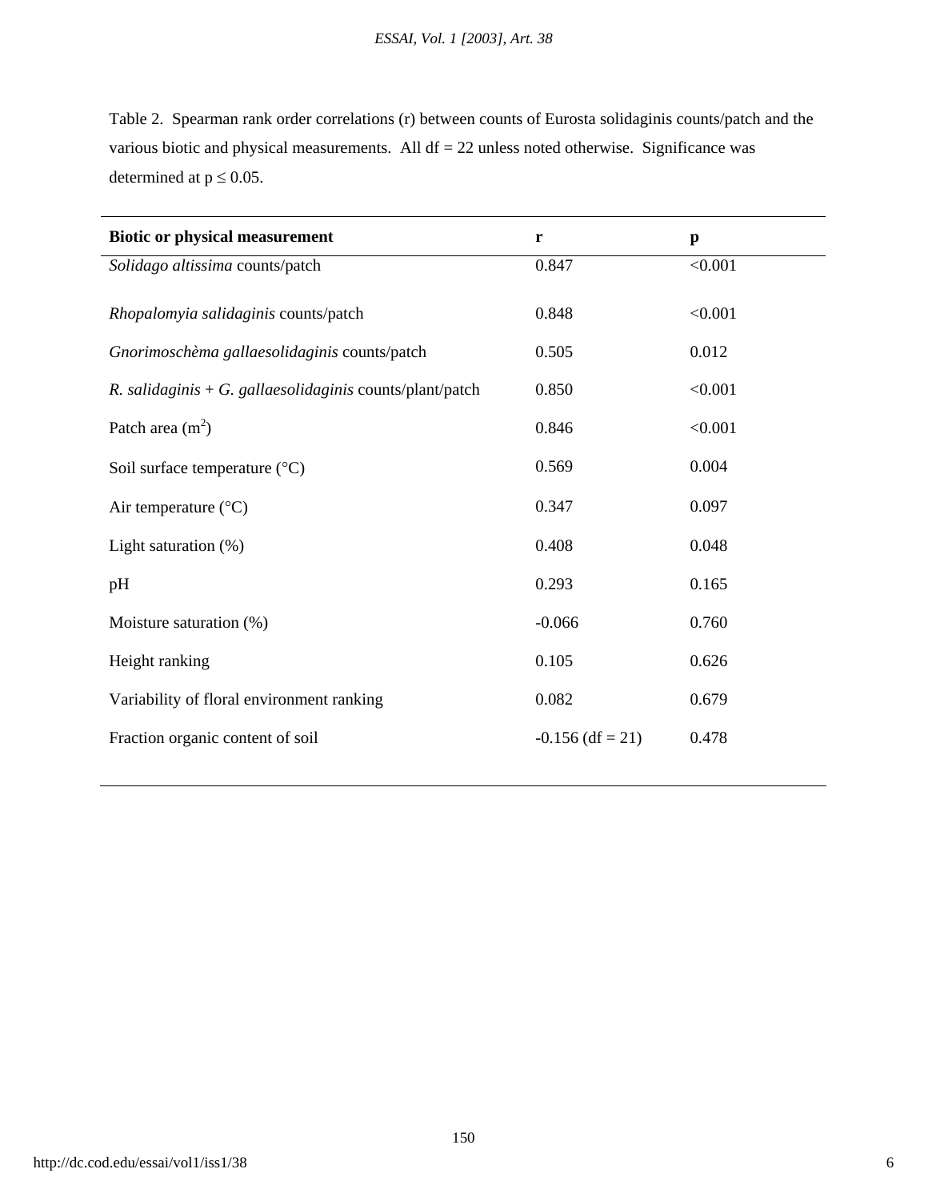Table 2. Spearman rank order correlations (r) between counts of Eurosta solidaginis counts/patch and the various biotic and physical measurements. All df = 22 unless noted otherwise. Significance was determined at $p \leq 0.05$.

| **Biotic or physical measurement** | **r** | **p** |
|---|---|---|
| *Solidago altissima* counts/patch | 0.847 | <0.001 |
| *Rhopalomyia salidaginis* counts/patch | 0.848 | <0.001 |
| *Gnorimoschèma gallaesolidaginis* counts/patch | 0.505 | 0.012 |
| *R. salidaginis* + *G. gallaesolidaginis* counts/plant/patch | 0.850 | <0.001 |
| Patch area ($m^2$) | 0.846 | <0.001 |
| Soil surface temperature (°C) | 0.569 | 0.004 |
| Air temperature (°C) | 0.347 | 0.097 |
| Light saturation (%) | 0.408 | 0.048 |
| pH | 0.293 | 0.165 |
| Moisture saturation (%) | -0.066 | 0.760 |
| Height ranking | 0.105 | 0.626 |
| Variability of floral environment ranking | 0.082 | 0.679 |
| Fraction organic content of soil | -0.156 (df = 21) | 0.478 |